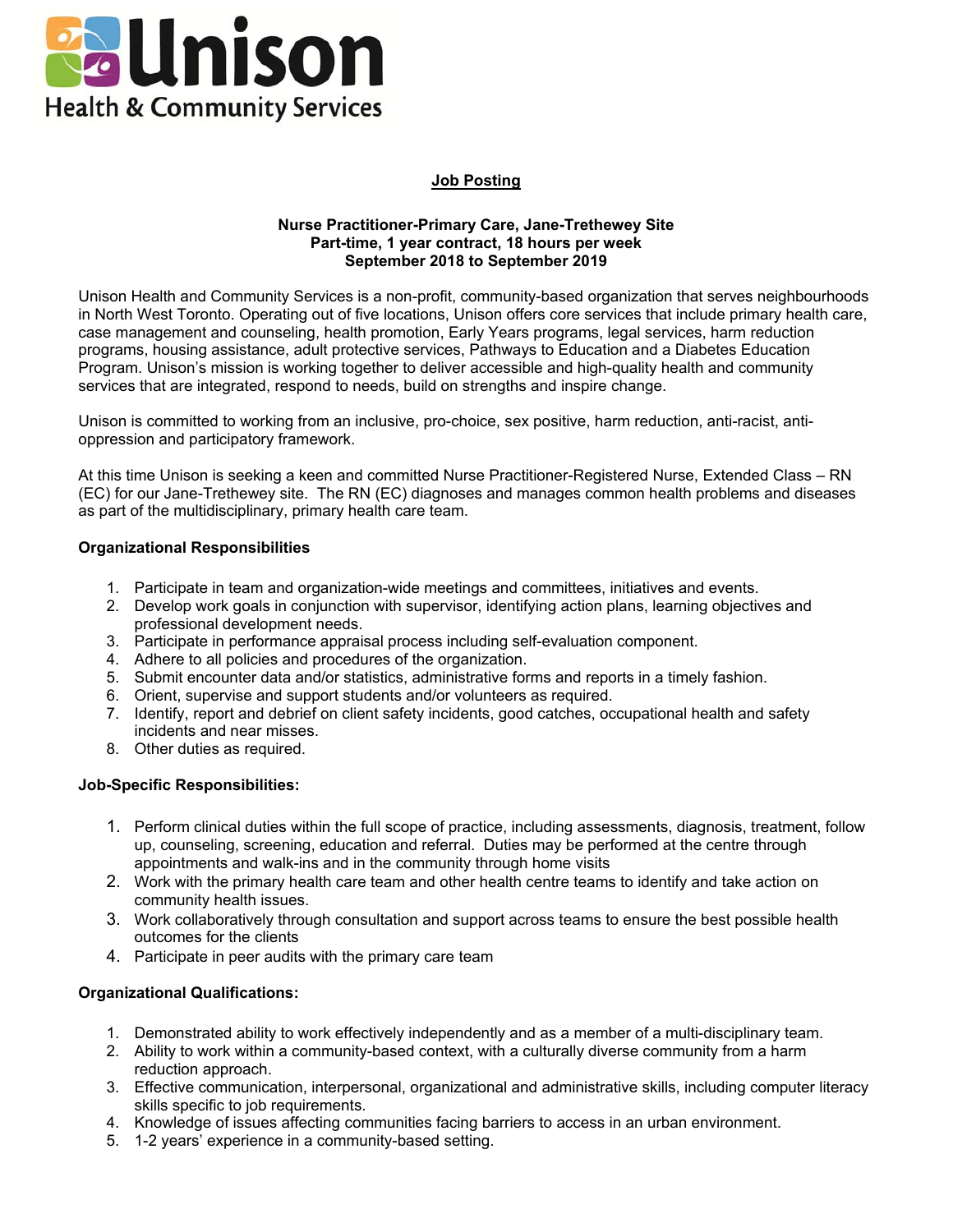Unison Health & Community Services

# Job Posting

**Nurse Practitioner-Primary Care, Jane-Trethewey Site**
**Part-time, 1 year contract, 18 hours per week**
**September 2018 to September 2019**

Unison Health and Community Services is a non-profit, community-based organization that serves neighbourhoods in North West Toronto. Operating out of five locations, Unison offers core services that include primary health care, case management and counseling, health promotion, Early Years programs, legal services, harm reduction programs, housing assistance, adult protective services, Pathways to Education and a Diabetes Education Program. Unison's mission is working together to deliver accessible and high-quality health and community services that are integrated, respond to needs, build on strengths and inspire change.

Unison is committed to working from an inclusive, pro-choice, sex positive, harm reduction, anti-racist, anti-oppression and participatory framework.

At this time Unison is seeking a keen and committed Nurse Practitioner-Registered Nurse, Extended Class – RN (EC) for our Jane-Trethewey site. The RN (EC) diagnoses and manages common health problems and diseases as part of the multidisciplinary, primary health care team.

**Organizational Responsibilities**

1. Participate in team and organization-wide meetings and committees, initiatives and events.
2. Develop work goals in conjunction with supervisor, identifying action plans, learning objectives and professional development needs.
3. Participate in performance appraisal process including self-evaluation component.
4. Adhere to all policies and procedures of the organization.
5. Submit encounter data and/or statistics, administrative forms and reports in a timely fashion.
6. Orient, supervise and support students and/or volunteers as required.
7. Identify, report and debrief on client safety incidents, good catches, occupational health and safety incidents and near misses.
8. Other duties as required.

**Job-Specific Responsibilities:**

1. Perform clinical duties within the full scope of practice, including assessments, diagnosis, treatment, follow up, counseling, screening, education and referral. Duties may be performed at the centre through appointments and walk-ins and in the community through home visits
2. Work with the primary health care team and other health centre teams to identify and take action on community health issues.
3. Work collaboratively through consultation and support across teams to ensure the best possible health outcomes for the clients
4. Participate in peer audits with the primary care team

**Organizational Qualifications:**

1. Demonstrated ability to work effectively independently and as a member of a multi-disciplinary team.
2. Ability to work within a community-based context, with a culturally diverse community from a harm reduction approach.
3. Effective communication, interpersonal, organizational and administrative skills, including computer literacy skills specific to job requirements.
4. Knowledge of issues affecting communities facing barriers to access in an urban environment.
5. 1-2 years' experience in a community-based setting.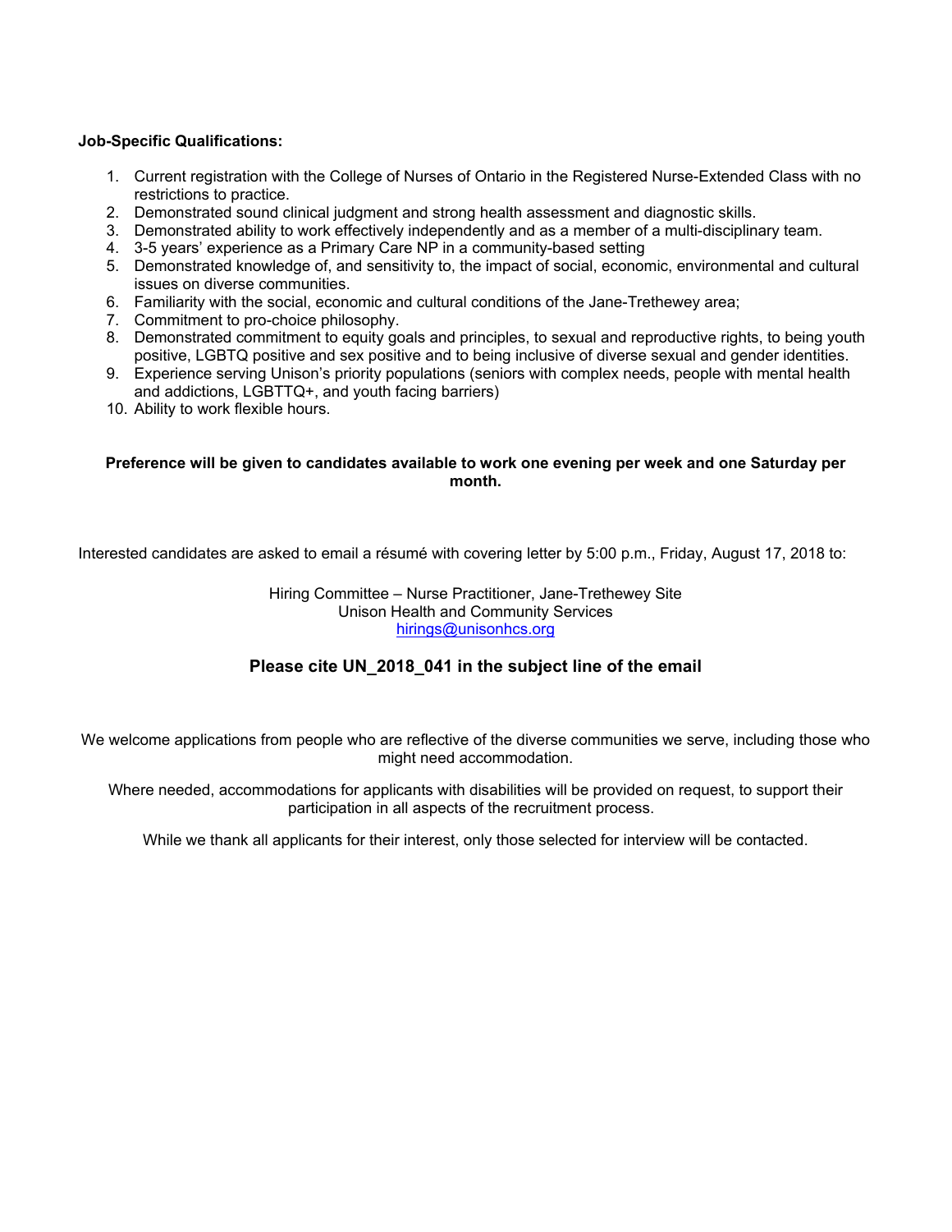**Job-Specific Qualifications:**

1. Current registration with the College of Nurses of Ontario in the Registered Nurse-Extended Class with no restrictions to practice.
2. Demonstrated sound clinical judgment and strong health assessment and diagnostic skills.
3. Demonstrated ability to work effectively independently and as a member of a multi-disciplinary team.
4. 3-5 years' experience as a Primary Care NP in a community-based setting
5. Demonstrated knowledge of, and sensitivity to, the impact of social, economic, environmental and cultural issues on diverse communities.
6. Familiarity with the social, economic and cultural conditions of the Jane-Trethewey area;
7. Commitment to pro-choice philosophy.
8. Demonstrated commitment to equity goals and principles, to sexual and reproductive rights, to being youth positive, LGBTQ positive and sex positive and to being inclusive of diverse sexual and gender identities.
9. Experience serving Unison's priority populations (seniors with complex needs, people with mental health and addictions, LGBTTQ+, and youth facing barriers)
10. Ability to work flexible hours.

**Preference will be given to candidates available to work one evening per week and one Saturday per month.**

Interested candidates are asked to email a résumé with covering letter by 5:00 p.m., Friday, August 17, 2018 to:

Hiring Committee – Nurse Practitioner, Jane-Trethewey Site
Unison Health and Community Services
hirings@unisonhcs.org

**Please cite UN_2018_041 in the subject line of the email**

We welcome applications from people who are reflective of the diverse communities we serve, including those who might need accommodation.

Where needed, accommodations for applicants with disabilities will be provided on request, to support their participation in all aspects of the recruitment process.

While we thank all applicants for their interest, only those selected for interview will be contacted.